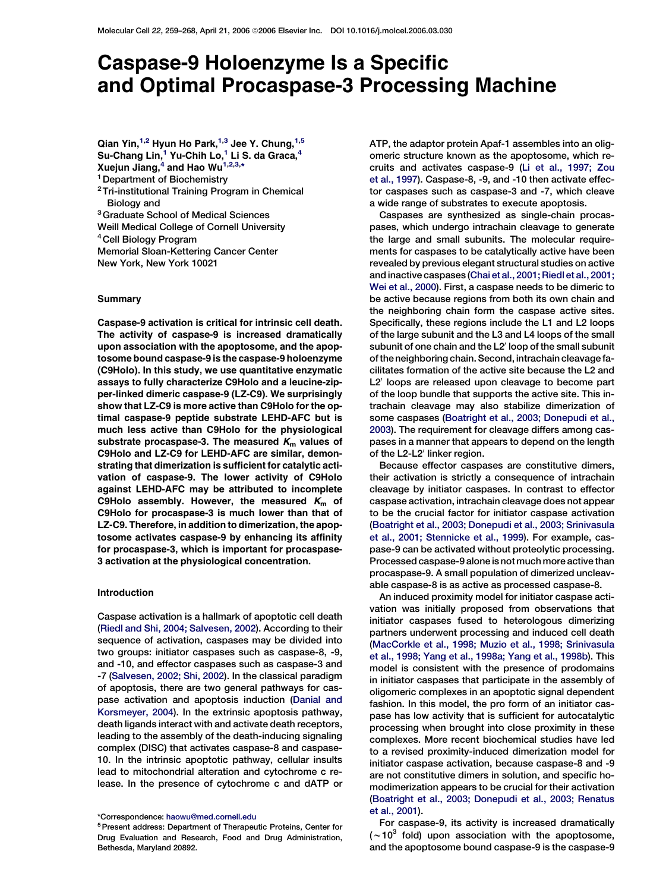# Caspase-9 Holoenzyme Is a Specific and Optimal Procaspase-3 Processing Machine

Qian Yin,[1,2] Hyun Ho Park,[1,3] Jee Y. Chung,[1,5] Su-Chang Lin,[1] Yu-Chih Lo,[1] Li S. da Graca,[4] Xuejun Jiang,[4] and Hao Wu[1,2,3,*]

[1] Department of Biochemistry
[2] Tri-institutional Training Program in Chemical Biology and
[3] Graduate School of Medical Sciences
Weill Medical College of Cornell University
[4] Cell Biology Program
Memorial Sloan-Kettering Cancer Center
New York, New York 10021

## Summary

**Caspase-9 activation is critical for intrinsic cell death. The activity of caspase-9 is increased dramatically upon association with the apoptosome, and the apoptosome bound caspase-9 is the caspase-9 holoenzyme (C9Holo). In this study, we use quantitative enzymatic assays to fully characterize C9Holo and a leucine-zipper-linked dimeric caspase-9 (LZ-C9). We surprisingly show that LZ-C9 is more active than C9Holo for the optimal caspase-9 peptide substrate LEHD-AFC but is much less active than C9Holo for the physiological substrate procaspase-3. The measured $K_m$ values of C9Holo and LZ-C9 for LEHD-AFC are similar, demonstrating that dimerization is sufficient for catalytic activation of caspase-9. The lower activity of C9Holo against LEHD-AFC may be attributed to incomplete C9Holo assembly. However, the measured $K_m$ of C9Holo for procaspase-3 is much lower than that of LZ-C9. Therefore, in addition to dimerization, the apoptosome activates caspase-9 by enhancing its affinity for procaspase-3, which is important for procaspase-3 activation at the physiological concentration.**

## Introduction

Caspase activation is a hallmark of apoptotic cell death (Riedl and Shi, 2004; Salvesen, 2002). According to their sequence of activation, caspases may be divided into two groups: initiator caspases such as caspase-8, -9, and -10, and effector caspases such as caspase-3 and -7 (Salvesen, 2002; Shi, 2002). In the classical paradigm of apoptosis, there are two general pathways for caspase activation and apoptosis induction (Danial and Korsmeyer, 2004). In the extrinsic apoptosis pathway, death ligands interact with and activate death receptors, leading to the assembly of the death-inducing signaling complex (DISC) that activates caspase-8 and caspase-10. In the intrinsic apoptotic pathway, cellular insults lead to mitochondrial alteration and cytochrome c release. In the presence of cytochrome c and dATP or ATP, the adaptor protein Apaf-1 assembles into an oligomeric structure known as the apoptosome, which recruits and activates caspase-9 (Li et al., 1997; Zou et al., 1997). Caspase-8, -9, and -10 then activate effector caspases such as caspase-3 and -7, which cleave a wide range of substrates to execute apoptosis.

Caspases are synthesized as single-chain procaspases, which undergo intrachain cleavage to generate the large and small subunits. The molecular requirements for caspases to be catalytically active have been revealed by previous elegant structural studies on active and inactive caspases (Chai et al., 2001; Riedl et al., 2001; Wei et al., 2000). First, a caspase needs to be dimeric to be active because regions from both its own chain and the neighboring chain form the caspase active sites. Specifically, these regions include the L1 and L2 loops of the large subunit and the L3 and L4 loops of the small subunit of one chain and the L2′ loop of the small subunit of the neighboring chain. Second, intrachain cleavage facilitates formation of the active site because the L2 and L2′ loops are released upon cleavage to become part of the loop bundle that supports the active site. This intrachain cleavage may also stabilize dimerization of some caspases (Boatright et al., 2003; Donepudi et al., 2003). The requirement for cleavage differs among caspases in a manner that appears to depend on the length of the L2-L2′ linker region.

Because effector caspases are constitutive dimers, their activation is strictly a consequence of intrachain cleavage by initiator caspases. In contrast to effector caspase activation, intrachain cleavage does not appear to be the crucial factor for initiator caspase activation (Boatright et al., 2003; Donepudi et al., 2003; Srinivasula et al., 2001; Stennicke et al., 1999). For example, caspase-9 can be activated without proteolytic processing. Processed caspase-9 alone is not much more active than procaspase-9. A small population of dimerized uncleavable caspase-8 is as active as processed caspase-8.

An induced proximity model for initiator caspase activation was initially proposed from observations that initiator caspases fused to heterologous dimerizing partners underwent processing and induced cell death (MacCorkle et al., 1998; Muzio et al., 1998; Srinivasula et al., 1998; Yang et al., 1998a; Yang et al., 1998b). This model is consistent with the presence of prodomains in initiator caspases that participate in the assembly of oligomeric complexes in an apoptotic signal dependent fashion. In this model, the pro form of an initiator caspase has low activity that is sufficient for autocatalytic processing when brought into close proximity in these complexes. More recent biochemical studies have led to a revised proximity-induced dimerization model for initiator caspase activation, because caspase-8 and -9 are not constitutive dimers in solution, and specific homodimerization appears to be crucial for their activation (Boatright et al., 2003; Donepudi et al., 2003; Renatus et al., 2001).

For caspase-9, its activity is increased dramatically ($\sim 10^3$ fold) upon association with the apoptosome, and the apoptosome bound caspase-9 is the caspase-9

*Correspondence: haowu@med.cornell.edu
[5] Present address: Department of Therapeutic Proteins, Center for Drug Evaluation and Research, Food and Drug Administration, Bethesda, Maryland 20892.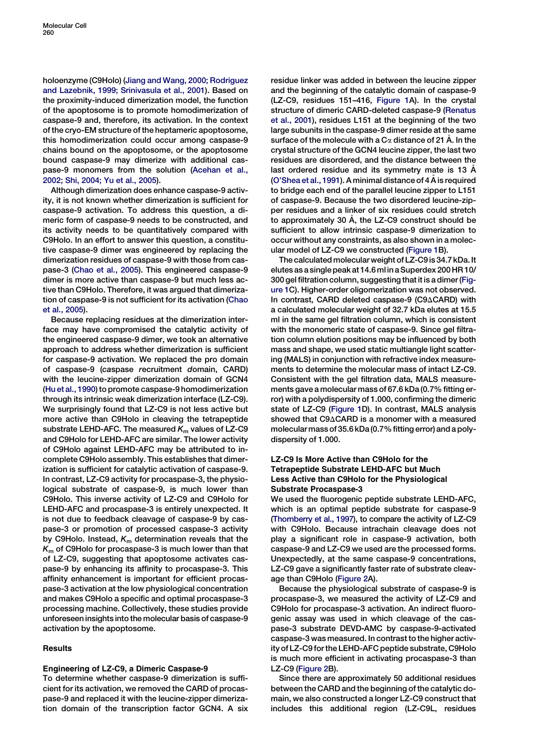holoenzyme (C9Holo) (Jiang and Wang, 2000; Rodriguez and Lazebnik, 1999; Srinivasula et al., 2001). Based on the proximity-induced dimerization model, the function of the apoptosome is to promote homodimerization of caspase-9 and, therefore, its activation. In the context of the cryo-EM structure of the heptameric apoptosome, this homodimerization could occur among caspase-9 chains bound on the apoptosome, or the apoptosome bound caspase-9 may dimerize with additional caspase-9 monomers from the solution (Acehan et al., 2002; Shi, 2004; Yu et al., 2005).

Although dimerization does enhance caspase-9 activity, it is not known whether dimerization is sufficient for caspase-9 activation. To address this question, a dimeric form of caspase-9 needs to be constructed, and its activity needs to be quantitatively compared with C9Holo. In an effort to answer this question, a constitutive caspase-9 dimer was engineered by replacing the dimerization residues of caspase-9 with those from caspase-3 (Chao et al., 2005). This engineered caspase-9 dimer is more active than caspase-9 but much less active than C9Holo. Therefore, it was argued that dimerization of caspase-9 is not sufficient for its activation (Chao et al., 2005).

Because replacing residues at the dimerization interface may have compromised the catalytic activity of the engineered caspase-9 dimer, we took an alternative approach to address whether dimerization is sufficient for caspase-9 activation. We replaced the pro domain of caspase-9 (*c*aspase *r*ecruitment *d*omain, CARD) with the leucine-zipper dimerization domain of GCN4 (Hu et al., 1990) to promote caspase-9 homodimerization through its intrinsic weak dimerization interface (LZ-C9). We surprisingly found that LZ-C9 is not less active but more active than C9Holo in cleaving the tetrapeptide substrate LEHD-AFC. The measured $K_m$ values of LZ-C9 and C9Holo for LEHD-AFC are similar. The lower activity of C9Holo against LEHD-AFC may be attributed to incomplete C9Holo assembly. This establishes that dimerization is sufficient for catalytic activation of caspase-9. In contrast, LZ-C9 activity for procaspase-3, the physiological substrate of caspase-9, is much lower than C9Holo. This inverse activity of LZ-C9 and C9Holo for LEHD-AFC and procaspase-3 is entirely unexpected. It is not due to feedback cleavage of caspase-9 by caspase-3 or promotion of processed caspase-3 activity by C9Holo. Instead, $K_m$ determination reveals that the $K_m$ of C9Holo for procaspase-3 is much lower than that of LZ-C9, suggesting that apoptosome activates caspase-9 by enhancing its affinity to procaspase-3. This affinity enhancement is important for efficient procaspase-3 activation at the low physiological concentration and makes C9Holo a specific and optimal procaspase-3 processing machine. Collectively, these studies provide unforeseen insights into the molecular basis of caspase-9 activation by the apoptosome.

## Results

### Engineering of LZ-C9, a Dimeric Caspase-9

To determine whether caspase-9 dimerization is sufficient for its activation, we removed the CARD of procaspase-9 and replaced it with the leucine-zipper dimerization domain of the transcription factor GCN4. A six residue linker was added in between the leucine zipper and the beginning of the catalytic domain of caspase-9 (LZ-C9, residues 151–416, Figure 1A). In the crystal structure of dimeric CARD-deleted caspase-9 (Renatus et al., 2001), residues L151 at the beginning of the two large subunits in the caspase-9 dimer reside at the same surface of the molecule with a Cα distance of 21 Å. In the crystal structure of the GCN4 leucine zipper, the last two residues are disordered, and the distance between the last ordered residue and its symmetry mate is 13 Å (O'Shea et al., 1991). A minimal distance of 4 Å is required to bridge each end of the parallel leucine zipper to L151 of caspase-9. Because the two disordered leucine-zipper residues and a linker of six residues could stretch to approximately 30 Å, the LZ-C9 construct should be sufficient to allow intrinsic caspase-9 dimerization to occur without any constraints, as also shown in a molecular model of LZ-C9 we constructed (Figure 1B).

The calculated molecular weight of LZ-C9 is 34.7 kDa. It elutes as a single peak at 14.6 ml in a Superdex 200 HR 10/300 gel filtration column, suggesting that it is a dimer (Figure 1C). Higher-order oligomerization was not observed. In contrast, CARD deleted caspase-9 (C9ΔCARD) with a calculated molecular weight of 32.7 kDa elutes at 15.5 ml in the same gel filtration column, which is consistent with the monomeric state of caspase-9. Since gel filtration column elution positions may be influenced by both mass and shape, we used static multiangle light scattering (MALS) in conjunction with refractive index measurements to determine the molecular mass of intact LZ-C9. Consistent with the gel filtration data, MALS measurements gave a molecular mass of 67.6 kDa (0.7% fitting error) with a polydispersity of 1.000, confirming the dimeric state of LZ-C9 (Figure 1D). In contrast, MALS analysis showed that C9ΔCARD is a monomer with a measured molecular mass of 35.6 kDa (0.7% fitting error) and a polydispersity of 1.000.

### LZ-C9 Is More Active than C9Holo for the Tetrapeptide Substrate LEHD-AFC but Much Less Active than C9Holo for the Physiological Substrate Procaspase-3

We used the fluorogenic peptide substrate LEHD-AFC, which is an optimal peptide substrate for caspase-9 (Thornberry et al., 1997), to compare the activity of LZ-C9 with C9Holo. Because intrachain cleavage does not play a significant role in caspase-9 activation, both caspase-9 and LZ-C9 we used are the processed forms. Unexpectedly, at the same caspase-9 concentrations, LZ-C9 gave a significantly faster rate of substrate cleavage than C9Holo (Figure 2A).

Because the physiological substrate of caspase-9 is procaspase-3, we measured the activity of LZ-C9 and C9Holo for procaspase-3 activation. An indirect fluorogenic assay was used in which cleavage of the caspase-3 substrate DEVD-AMC by caspase-9-activated caspase-3 was measured. In contrast to the higher activity of LZ-C9 for the LEHD-AFC peptide substrate, C9Holo is much more efficient in activating procaspase-3 than LZ-C9 (Figure 2B).

Since there are approximately 50 additional residues between the CARD and the beginning of the catalytic domain, we also constructed a longer LZ-C9 construct that includes this additional region (LZ-C9L, residues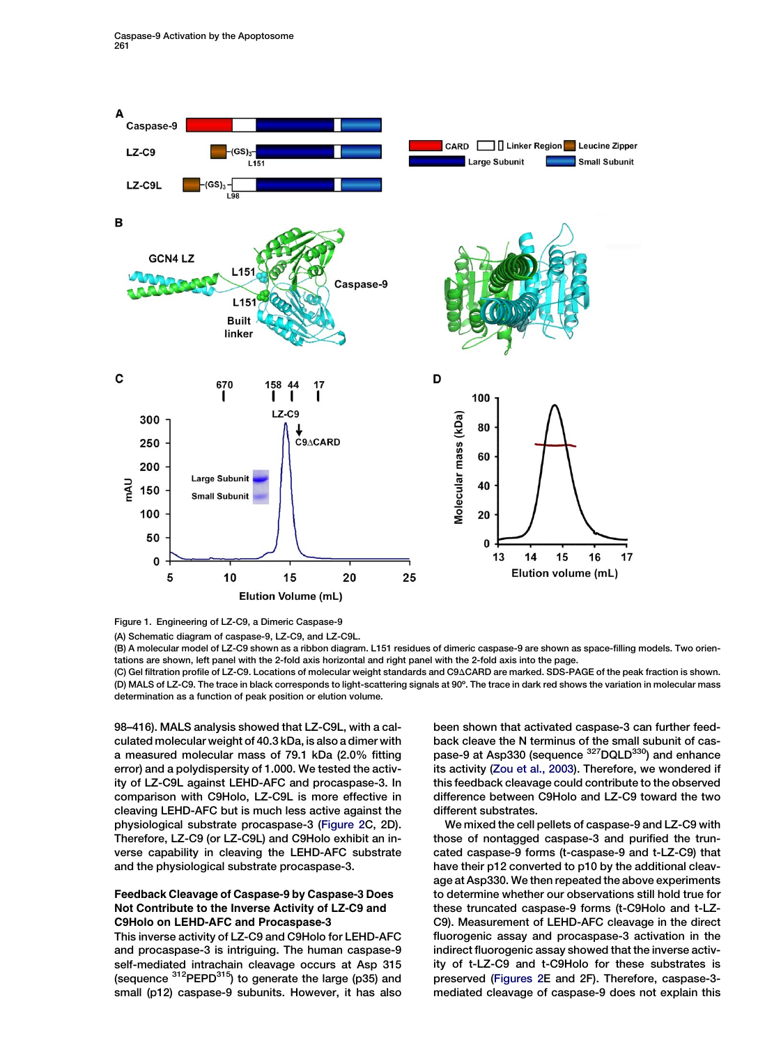Figure 1. Engineering of LZ-C9, a Dimeric Caspase-9

(A) Schematic diagram of caspase-9, LZ-C9, and LZ-C9L.

(B) A molecular model of LZ-C9 shown as a ribbon diagram. L151 residues of dimeric caspase-9 are shown as space-filling models. Two orientations are shown, left panel with the 2-fold axis horizontal and right panel with the 2-fold axis into the page.

(C) Gel filtration profile of LZ-C9. Locations of molecular weight standards and C9ΔCARD are marked. SDS-PAGE of the peak fraction is shown.

(D) MALS of LZ-C9. The trace in black corresponds to light-scattering signals at 90°. The trace in dark red shows the variation in molecular mass determination as a function of peak position or elution volume.

98–416). MALS analysis showed that LZ-C9L, with a calculated molecular weight of 40.3 kDa, is also a dimer with a measured molecular mass of 79.1 kDa (2.0% fitting error) and a polydispersity of 1.000. We tested the activity of LZ-C9L against LEHD-AFC and procaspase-3. In comparison with C9Holo, LZ-C9L is more effective in cleaving LEHD-AFC but is much less active against the physiological substrate procaspase-3 (Figure 2C, 2D). Therefore, LZ-C9 (or LZ-C9L) and C9Holo exhibit an inverse capability in cleaving the LEHD-AFC substrate and the physiological substrate procaspase-3.

### Feedback Cleavage of Caspase-9 by Caspase-3 Does Not Contribute to the Inverse Activity of LZ-C9 and C9Holo on LEHD-AFC and Procaspase-3

This inverse activity of LZ-C9 and C9Holo for LEHD-AFC and procaspase-3 is intriguing. The human caspase-9 self-mediated intrachain cleavage occurs at Asp 315 (sequence $^{312}$PEPD$^{315}$) to generate the large (p35) and small (p12) caspase-9 subunits. However, it has also been shown that activated caspase-3 can further feedback cleave the N terminus of the small subunit of caspase-9 at Asp330 (sequence $^{327}$DQLD$^{330}$) and enhance its activity (Zou et al., 2003). Therefore, we wondered if this feedback cleavage could contribute to the observed difference between C9Holo and LZ-C9 toward the two different substrates.

We mixed the cell pellets of caspase-9 and LZ-C9 with those of nontagged caspase-3 and purified the truncated caspase-9 forms (t-caspase-9 and t-LZ-C9) that have their p12 converted to p10 by the additional cleavage at Asp330. We then repeated the above experiments to determine whether our observations still hold true for these truncated caspase-9 forms (t-C9Holo and t-LZ-C9). Measurement of LEHD-AFC cleavage in the direct fluorogenic assay and procaspase-3 activation in the indirect fluorogenic assay showed that the inverse activity of t-LZ-C9 and t-C9Holo for these substrates is preserved (Figures 2E and 2F). Therefore, caspase-3-mediated cleavage of caspase-9 does not explain this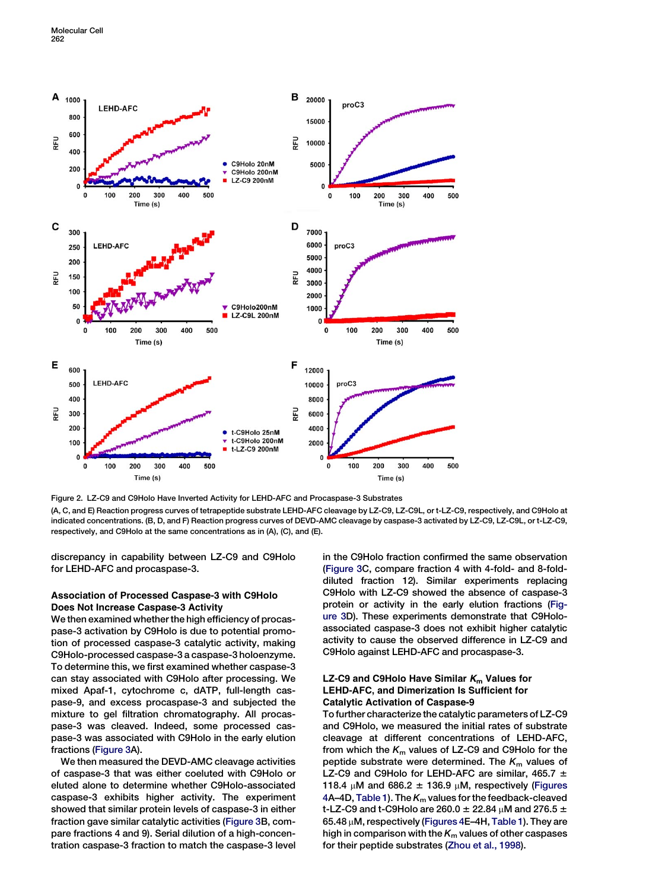Figure 2. LZ-C9 and C9Holo Have Inverted Activity for LEHD-AFC and Procaspase-3 Substrates

(A, C, and E) Reaction progress curves of tetrapeptide substrate LEHD-AFC cleavage by LZ-C9, LZ-C9L, or t-LZ-C9, respectively, and C9Holo at indicated concentrations. (B, D, and F) Reaction progress curves of DEVD-AMC cleavage by caspase-3 activated by LZ-C9, LZ-C9L, or t-LZ-C9, respectively, and C9Holo at the same concentrations as in (A), (C), and (E).

discrepancy in capability between LZ-C9 and C9Holo for LEHD-AFC and procaspase-3.

### Association of Processed Caspase-3 with C9Holo Does Not Increase Caspase-3 Activity

We then examined whether the high efficiency of procaspase-3 activation by C9Holo is due to potential promotion of processed caspase-3 catalytic activity, making C9Holo-processed caspase-3 a caspase-3 holoenzyme. To determine this, we first examined whether caspase-3 can stay associated with C9Holo after processing. We mixed Apaf-1, cytochrome c, dATP, full-length caspase-9, and excess procaspase-3 and subjected the mixture to gel filtration chromatography. All procaspase-3 was cleaved. Indeed, some processed caspase-3 was associated with C9Holo in the early elution fractions (Figure 3A).

We then measured the DEVD-AMC cleavage activities of caspase-3 that was either coeluted with C9Holo or eluted alone to determine whether C9Holo-associated caspase-3 exhibits higher activity. The experiment showed that similar protein levels of caspase-3 in either fraction gave similar catalytic activities (Figure 3B, compare fractions 4 and 9). Serial dilution of a high-concentration caspase-3 fraction to match the caspase-3 level in the C9Holo fraction confirmed the same observation (Figure 3C, compare fraction 4 with 4-fold- and 8-fold-diluted fraction 12). Similar experiments replacing C9Holo with LZ-C9 showed the absence of caspase-3 protein or activity in the early elution fractions (Figure 3D). These experiments demonstrate that C9Holo-associated caspase-3 does not exhibit higher catalytic activity to cause the observed difference in LZ-C9 and C9Holo against LEHD-AFC and procaspase-3.

### LZ-C9 and C9Holo Have Similar $K_m$ Values for LEHD-AFC, and Dimerization Is Sufficient for Catalytic Activation of Caspase-9

To further characterize the catalytic parameters of LZ-C9 and C9Holo, we measured the initial rates of substrate cleavage at different concentrations of LEHD-AFC, from which the $K_m$ values of LZ-C9 and C9Holo for the peptide substrate were determined. The $K_m$ values of LZ-C9 and C9Holo for LEHD-AFC are similar, 465.7 ± 118.4 μM and 686.2 ± 136.9 μM, respectively (Figures 4A–4D, Table 1). The $K_m$ values for the feedback-cleaved t-LZ-C9 and t-C9Holo are 260.0 ± 22.84 μM and 276.5 ± 65.48 μM, respectively (Figures 4E–4H, Table 1). They are high in comparison with the $K_m$ values of other caspases for their peptide substrates (Zhou et al., 1998).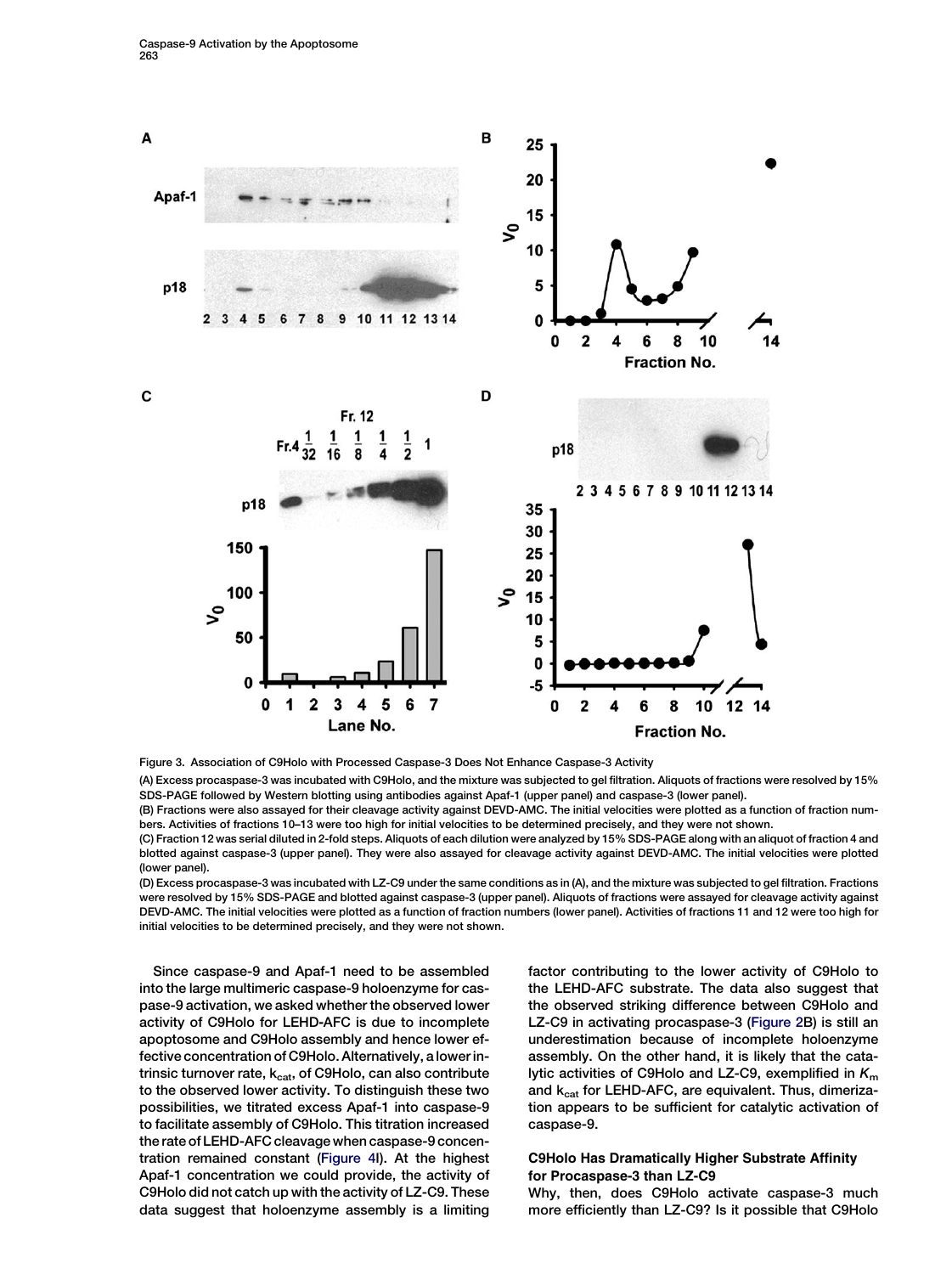Figure 3. Association of C9Holo with Processed Caspase-3 Does Not Enhance Caspase-3 Activity

(A) Excess procaspase-3 was incubated with C9Holo, and the mixture was subjected to gel filtration. Aliquots of fractions were resolved by 15% SDS-PAGE followed by Western blotting using antibodies against Apaf-1 (upper panel) and caspase-3 (lower panel).

(B) Fractions were also assayed for their cleavage activity against DEVD-AMC. The initial velocities were plotted as a function of fraction numbers. Activities of fractions 10–13 were too high for initial velocities to be determined precisely, and they were not shown.

(C) Fraction 12 was serial diluted in 2-fold steps. Aliquots of each dilution were analyzed by 15% SDS-PAGE along with an aliquot of fraction 4 and blotted against caspase-3 (upper panel). They were also assayed for cleavage activity against DEVD-AMC. The initial velocities were plotted (lower panel).

(D) Excess procaspase-3 was incubated with LZ-C9 under the same conditions as in (A), and the mixture was subjected to gel filtration. Fractions were resolved by 15% SDS-PAGE and blotted against caspase-3 (upper panel). Aliquots of fractions were assayed for cleavage activity against DEVD-AMC. The initial velocities were plotted as a function of fraction numbers (lower panel). Activities of fractions 11 and 12 were too high for initial velocities to be determined precisely, and they were not shown.

Since caspase-9 and Apaf-1 need to be assembled into the large multimeric caspase-9 holoenzyme for caspase-9 activation, we asked whether the observed lower activity of C9Holo for LEHD-AFC is due to incomplete apoptosome and C9Holo assembly and hence lower effective concentration of C9Holo. Alternatively, a lower intrinsic turnover rate, $k_{cat}$, of C9Holo, can also contribute to the observed lower activity. To distinguish these two possibilities, we titrated excess Apaf-1 into caspase-9 to facilitate assembly of C9Holo. This titration increased the rate of LEHD-AFC cleavage when caspase-9 concentration remained constant (Figure 4I). At the highest Apaf-1 concentration we could provide, the activity of C9Holo did not catch up with the activity of LZ-C9. These data suggest that holoenzyme assembly is a limiting factor contributing to the lower activity of C9Holo to the LEHD-AFC substrate. The data also suggest that the observed striking difference between C9Holo and LZ-C9 in activating procaspase-3 (Figure 2B) is still an underestimation because of incomplete holoenzyme assembly. On the other hand, it is likely that the catalytic activities of C9Holo and LZ-C9, exemplified in $K_m$ and $k_{cat}$ for LEHD-AFC, are equivalent. Thus, dimerization appears to be sufficient for catalytic activation of caspase-9.

### C9Holo Has Dramatically Higher Substrate Affinity for Procaspase-3 than LZ-C9

Why, then, does C9Holo activate caspase-3 much more efficiently than LZ-C9? Is it possible that C9Holo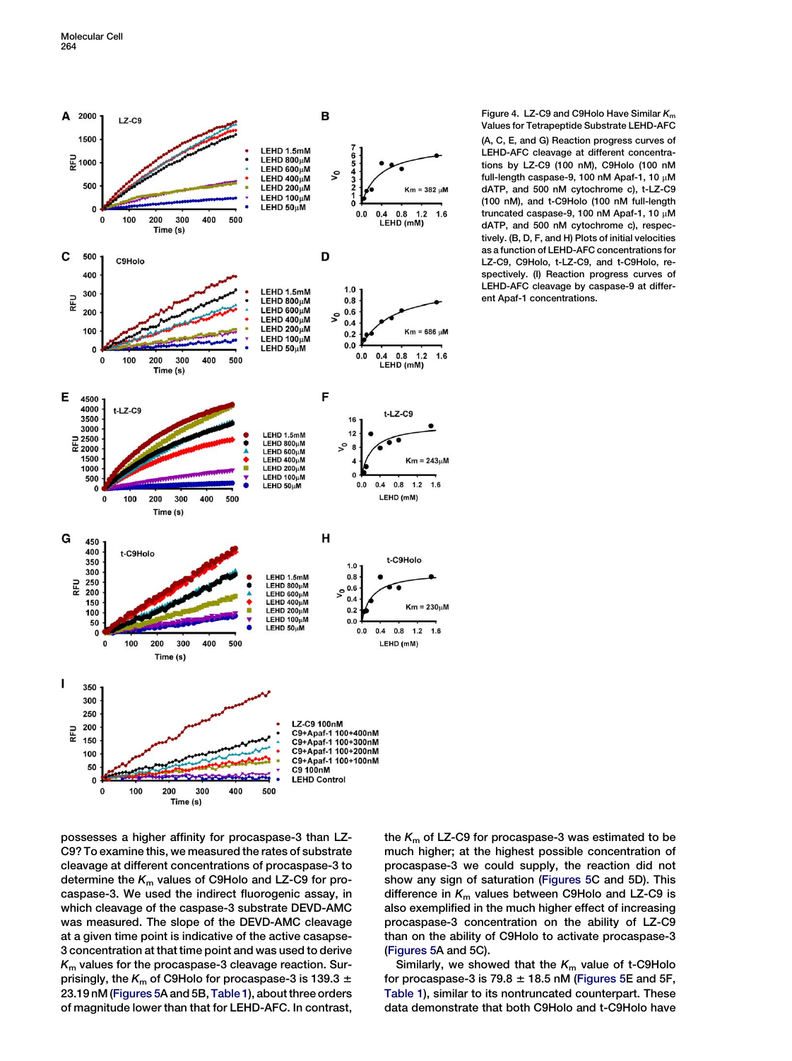Figure 4. LZ-C9 and C9Holo Have Similar $K_m$ Values for Tetrapeptide Substrate LEHD-AFC

(A, C, E, and G) Reaction progress curves of LEHD-AFC cleavage at different concentrations by LZ-C9 (100 nM), C9Holo (100 nM full-length caspase-9, 100 nM Apaf-1, 10 μM dATP, and 500 nM cytochrome c), t-LZ-C9 (100 nM), and t-C9Holo (100 nM full-length truncated caspase-9, 100 nM Apaf-1, 10 μM dATP, and 500 nM cytochrome c), respectively. (B, D, F, and H) Plots of initial velocities as a function of LEHD-AFC concentrations for LZ-C9, C9Holo, t-LZ-C9, and t-C9Holo, respectively. (I) Reaction progress curves of LEHD-AFC cleavage by caspase-9 at different Apaf-1 concentrations.

possesses a higher affinity for procaspase-3 than LZ-C9? To examine this, we measured the rates of substrate cleavage at different concentrations of procaspase-3 to determine the $K_m$ values of C9Holo and LZ-C9 for procaspase-3. We used the indirect fluorogenic assay, in which cleavage of the caspase-3 substrate DEVD-AMC was measured. The slope of the DEVD-AMC cleavage at a given time point is indicative of the active caspase-3 concentration at that time point and was used to derive $K_m$ values for the procaspase-3 cleavage reaction. Surprisingly, the $K_m$ of C9Holo for procaspase-3 is 139.3 ± 23.19 nM (Figures 5A and 5B, Table 1), about three orders of magnitude lower than that for LEHD-AFC. In contrast, the $K_m$ of LZ-C9 for procaspase-3 was estimated to be much higher; at the highest possible concentration of procaspase-3 we could supply, the reaction did not show any sign of saturation (Figures 5C and 5D). This difference in $K_m$ values between C9Holo and LZ-C9 is also exemplified in the much higher effect of increasing procaspase-3 concentration on the ability of LZ-C9 than on the ability of C9Holo to activate procaspase-3 (Figures 5A and 5C).

Similarly, we showed that the $K_m$ value of t-C9Holo for procaspase-3 is 79.8 ± 18.5 nM (Figures 5E and 5F, Table 1), similar to its nontruncated counterpart. These data demonstrate that both C9Holo and t-C9Holo have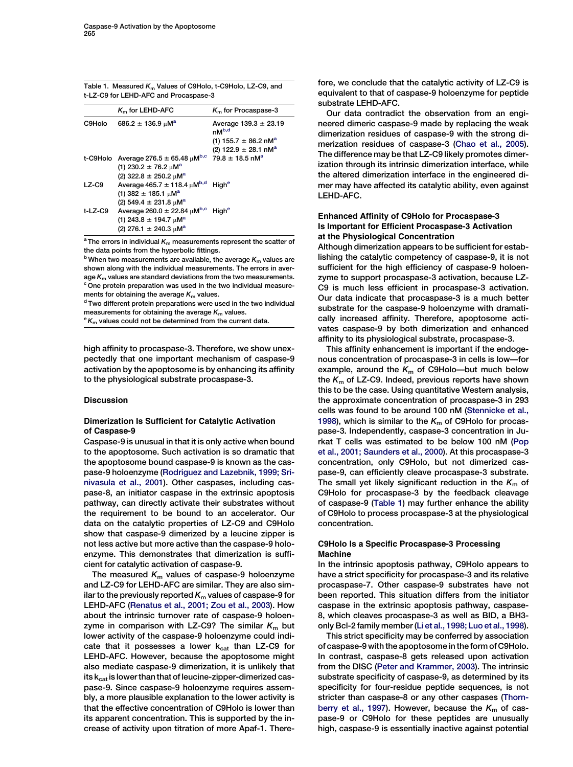Table 1. Measured $K_m$ Values of C9Holo, t-C9Holo, LZ-C9, and t-LZ-C9 for LEHD-AFC and Procaspase-3

| | $K_m$ for LEHD-AFC | $K_m$ for Procaspase-3 |
|---|---|---|
| C9Holo | 686.2 ± 136.9 μM[a] | Average 139.3 ± 23.19 nM[b,d]<br>(1) 155.7 ± 86.2 nM[a]<br>(2) 122.9 ± 28.1 nM[a] |
| t-C9Holo | Average 276.5 ± 65.48 μM[b,c]<br>(1) 230.2 ± 76.2 μM[a]<br>(2) 322.8 ± 250.2 μM[a] | 79.8 ± 18.5 nM[a] |
| LZ-C9 | Average 465.7 ± 118.4 μM[b,d]<br>(1) 382 ± 185.1 μM[a]<br>(2) 549.4 ± 231.8 μM[a] | High[e] |
| t-LZ-C9 | Average 260.0 ± 22.84 μM[b,c]<br>(1) 243.8 ± 194.7 μM[a]<br>(2) 276.1 ± 240.3 μM[a] | High[e] |

[a] The errors in individual $K_m$ measurements represent the scatter of the data points from the hyperbolic fittings.
[b] When two measurements are available, the average $K_m$ values are shown along with the individual measurements. The errors in average $K_m$ values are standard deviations from the two measurements.
[c] One protein preparation was used in the two individual measurements for obtaining the average $K_m$ values.
[d] Two different protein preparations were used in the two individual measurements for obtaining the average $K_m$ values.
[e] $K_m$ values could not be determined from the current data.

high affinity to procaspase-3. Therefore, we show unexpectedly that one important mechanism of caspase-9 activation by the apoptosome is by enhancing its affinity to the physiological substrate procaspase-3.

## Discussion

### Dimerization Is Sufficient for Catalytic Activation of Caspase-9

Caspase-9 is unusual in that it is only active when bound to the apoptosome. Such activation is so dramatic that the apoptosome bound caspase-9 is known as the caspase-9 holoenzyme (Rodriguez and Lazebnik, 1999; Srinivasula et al., 2001). Other caspases, including caspase-8, an initiator caspase in the extrinsic apoptosis pathway, can directly activate their substrates without the requirement to be bound to an accelerator. Our data on the catalytic properties of LZ-C9 and C9Holo show that caspase-9 dimerized by a leucine zipper is not less active but more active than the caspase-9 holoenzyme. This demonstrates that dimerization is sufficient for catalytic activation of caspase-9.

The measured $K_m$ values of caspase-9 holoenzyme and LZ-C9 for LEHD-AFC are similar. They are also similar to the previously reported $K_m$ values of caspase-9 for LEHD-AFC (Renatus et al., 2001; Zou et al., 2003). How about the intrinsic turnover rate of caspase-9 holoenzyme in comparison with LZ-C9? The similar $K_m$ but lower activity of the caspase-9 holoenzyme could indicate that it possesses a lower $k_{cat}$ than LZ-C9 for LEHD-AFC. However, because the apoptosome might also mediate caspase-9 dimerization, it is unlikely that its $k_{cat}$ is lower than that of leucine-zipper-dimerized caspase-9. Since caspase-9 holoenzyme requires assembly, a more plausible explanation to the lower activity is that the effective concentration of C9Holo is lower than its apparent concentration. This is supported by the increase of activity upon titration of more Apaf-1. Therefore, we conclude that the catalytic activity of LZ-C9 is equivalent to that of caspase-9 holoenzyme for peptide substrate LEHD-AFC.

Our data contradict the observation from an engineered dimeric caspase-9 made by replacing the weak dimerization residues of caspase-9 with the strong dimerization residues of caspase-3 (Chao et al., 2005). The difference may be that LZ-C9 likely promotes dimerization through its intrinsic dimerization interface, while the altered dimerization interface in the engineered dimer may have affected its catalytic ability, even against LEHD-AFC.

### Enhanced Affinity of C9Holo for Procaspase-3 Is Important for Efficient Procaspase-3 Activation at the Physiological Concentration

Although dimerization appears to be sufficient for establishing the catalytic competency of caspase-9, it is not sufficient for the high efficiency of caspase-9 holoenzyme to support procaspase-3 activation, because LZ-C9 is much less efficient in procaspase-3 activation. Our data indicate that procaspase-3 is a much better substrate for the caspase-9 holoenzyme with dramatically increased affinity. Therefore, apoptosome activates caspase-9 by both dimerization and enhanced affinity to its physiological substrate, procaspase-3.

This affinity enhancement is important if the endogenous concentration of procaspase-3 in cells is low—for example, around the $K_m$ of C9Holo—but much below the $K_m$ of LZ-C9. Indeed, previous reports have shown this to be the case. Using quantitative Western analysis, the approximate concentration of procaspase-3 in 293 cells was found to be around 100 nM (Stennicke et al., 1998), which is similar to the $K_m$ of C9Holo for procaspase-3. Independently, caspase-3 concentration in Jurkat T cells was estimated to be below 100 nM (Pop et al., 2001; Saunders et al., 2000). At this procaspase-3 concentration, only C9Holo, but not dimerized caspase-9, can efficiently cleave procaspase-3 substrate. The small yet likely significant reduction in the $K_m$ of C9Holo for procaspase-3 by the feedback cleavage of caspase-9 (Table 1) may further enhance the ability of C9Holo to process procaspase-3 at the physiological concentration.

### C9Holo Is a Specific Procaspase-3 Processing Machine

In the intrinsic apoptosis pathway, C9Holo appears to have a strict specificity for procaspase-3 and its relative procaspase-7. Other caspase-9 substrates have not been reported. This situation differs from the initiator caspase in the extrinsic apoptosis pathway, caspase-8, which cleaves procaspase-3 as well as BID, a BH3-only Bcl-2 family member (Li et al., 1998; Luo et al., 1998).

This strict specificity may be conferred by association of caspase-9 with the apoptosome in the form of C9Holo. In contrast, caspase-8 gets released upon activation from the DISC (Peter and Krammer, 2003). The intrinsic substrate specificity of caspase-9, as determined by its specificity for four-residue peptide sequences, is not stricter than caspase-8 or any other caspases (Thornberry et al., 1997). However, because the $K_m$ of caspase-9 or C9Holo for these peptides are unusually high, caspase-9 is essentially inactive against potential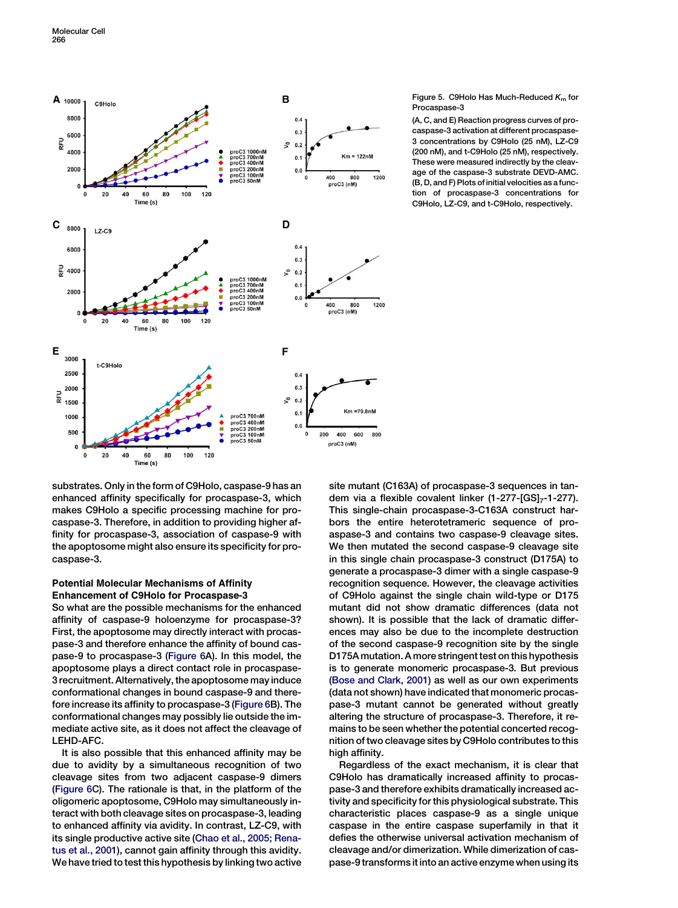Figure 5. C9Holo Has Much-Reduced $K_m$ for Procaspase-3

(A, C, and E) Reaction progress curves of procaspase-3 activation at different procaspase-3 concentrations by C9Holo (25 nM), LZ-C9 (200 nM), and t-C9Holo (25 nM), respectively. These were measured indirectly by the cleavage of the caspase-3 substrate DEVD-AMC.
(B, D, and F) Plots of initial velocities as a function of procaspase-3 concentrations for C9Holo, LZ-C9, and t-C9Holo, respectively.

substrates. Only in the form of C9Holo, caspase-9 has an enhanced affinity specifically for procaspase-3, which makes C9Holo a specific processing machine for procaspase-3. Therefore, in addition to providing higher affinity for procaspase-3, association of caspase-9 with the apoptosome might also ensure its specificity for procaspase-3.

### Potential Molecular Mechanisms of Affinity Enhancement of C9Holo for Procaspase-3

So what are the possible mechanisms for the enhanced affinity of caspase-9 holoenzyme for procaspase-3? First, the apoptosome may directly interact with procaspase-3 and therefore enhance the affinity of bound caspase-9 to procaspase-3 (Figure 6A). In this model, the apoptosome plays a direct contact role in procaspase-3 recruitment. Alternatively, the apoptosome may induce conformational changes in bound caspase-9 and therefore increase its affinity to procaspase-3 (Figure 6B). The conformational changes may possibly lie outside the immediate active site, as it does not affect the cleavage of LEHD-AFC.

It is also possible that this enhanced affinity may be due to avidity by a simultaneous recognition of two cleavage sites from two adjacent caspase-9 dimers (Figure 6C). The rationale is that, in the platform of the oligomeric apoptosome, C9Holo may simultaneously interact with both cleavage sites on procaspase-3, leading to enhanced affinity via avidity. In contrast, LZ-C9, with its single productive active site (Chao et al., 2005; Renatus et al., 2001), cannot gain affinity through this avidity. We have tried to test this hypothesis by linking two active site mutant (C163A) of procaspase-3 sequences in tandem via a flexible covalent linker (1-277-[GS]$_7$-1-277). This single-chain procaspase-3-C163A construct harbors the entire heterotetrameric sequence of proaspase-3 and contains two caspase-9 cleavage sites. We then mutated the second caspase-9 cleavage site in this single chain procaspase-3 construct (D175A) to generate a procaspase-3 dimer with a single caspase-9 recognition sequence. However, the cleavage activities of C9Holo against the single chain wild-type or D175 mutant did not show dramatic differences (data not shown). It is possible that the lack of dramatic differences may also be due to the incomplete destruction of the second caspase-9 recognition site by the single D175A mutation. A more stringent test on this hypothesis is to generate monomeric procaspase-3. But previous (Bose and Clark, 2001) as well as our own experiments (data not shown) have indicated that monomeric procaspase-3 mutant cannot be generated without greatly altering the structure of procaspase-3. Therefore, it remains to be seen whether the potential concerted recognition of two cleavage sites by C9Holo contributes to this high affinity.

Regardless of the exact mechanism, it is clear that C9Holo has dramatically increased affinity to procaspase-3 and therefore exhibits dramatically increased activity and specificity for this physiological substrate. This characteristic places caspase-9 as a single unique caspase in the entire caspase superfamily in that it defies the otherwise universal activation mechanism of cleavage and/or dimerization. While dimerization of caspase-9 transforms it into an active enzyme when using its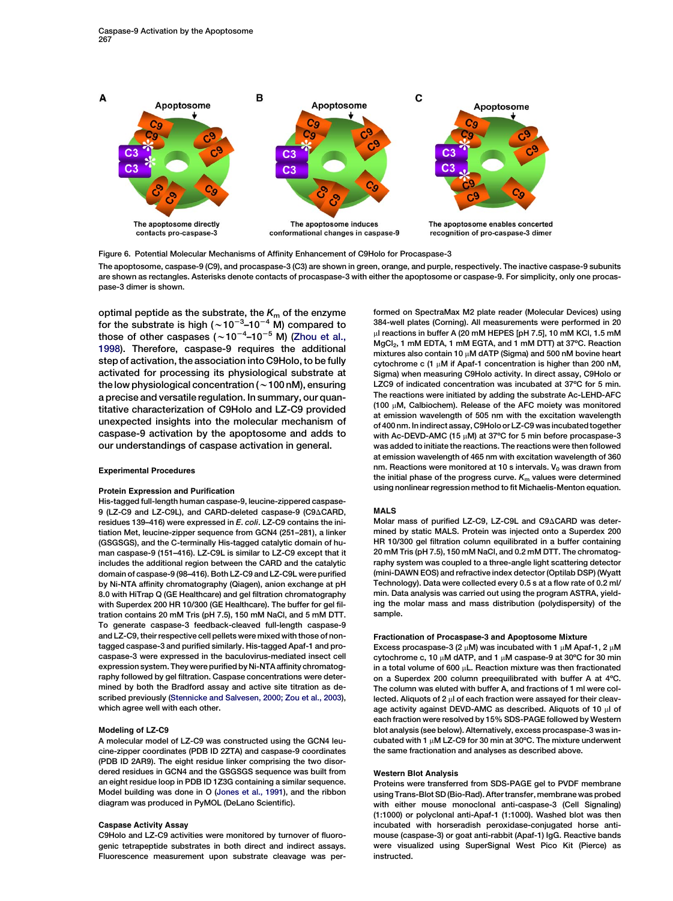Figure 6. Potential Molecular Mechanisms of Affinity Enhancement of C9Holo for Procaspase-3

The apoptosome, caspase-9 (C9), and procaspase-3 (C3) are shown in green, orange, and purple, respectively. The inactive caspase-9 subunits are shown as rectangles. Asterisks denote contacts of procaspase-3 with either the apoptosome or caspase-9. For simplicity, only one procaspase-3 dimer is shown.

optimal peptide as the substrate, the $K_m$ of the enzyme for the substrate is high ($\sim10^{-3}$–$10^{-4}$ M) compared to those of other caspases ($\sim10^{-4}$–$10^{-5}$ M) (Zhou et al., 1998). Therefore, caspase-9 requires the additional step of activation, the association into C9Holo, to be fully activated for processing its physiological substrate at the low physiological concentration ($\sim$100 nM), ensuring a precise and versatile regulation. In summary, our quantitative characterization of C9Holo and LZ-C9 provided unexpected insights into the molecular mechanism of caspase-9 activation by the apoptosome and adds to our understandings of caspase activation in general.

## Experimental Procedures

### Protein Expression and Purification

His-tagged full-length human caspase-9, leucine-zippered caspase-9 (LZ-C9 and LZ-C9L), and CARD-deleted caspase-9 (C9ΔCARD, residues 139–416) were expressed in *E. coli*. LZ-C9 contains the initiation Met, leucine-zipper sequence from GCN4 (251–281), a linker (GSGSGS), and the C-terminally His-tagged catalytic domain of human caspase-9 (151–416). LZ-C9L is similar to LZ-C9 except that it includes the additional region between the CARD and the catalytic domain of caspase-9 (98–416). Both LZ-C9 and LZ-C9L were purified by Ni-NTA affinity chromatography (Qiagen), anion exchange at pH 8.0 with HiTrap Q (GE Healthcare) and gel filtration chromatography with Superdex 200 HR 10/300 (GE Healthcare). The buffer for gel filtration contains 20 mM Tris (pH 7.5), 150 mM NaCl, and 5 mM DTT. To generate caspase-3 feedback-cleaved full-length caspase-9 and LZ-C9, their respective cell pellets were mixed with those of non-tagged caspase-3 and purified similarly. His-tagged Apaf-1 and procaspase-3 were expressed in the baculovirus-mediated insect cell expression system. They were purified by Ni-NTA affinity chromatography followed by gel filtration. Caspase concentrations were determined by both the Bradford assay and active site titration as described previously (Stennicke and Salvesen, 2000; Zou et al., 2003), which agree well with each other.

### Modeling of LZ-C9

A molecular model of LZ-C9 was constructed using the GCN4 leucine-zipper coordinates (PDB ID 2ZTA) and caspase-9 coordinates (PDB ID 2AR9). The eight residue linker comprising the two disordered residues in GCN4 and the GSGSGS sequence was built from an eight residue loop in PDB ID 1Z3G containing a similar sequence. Model building was done in O (Jones et al., 1991), and the ribbon diagram was produced in PyMOL (DeLano Scientific).

### Caspase Activity Assay

C9Holo and LZ-C9 activities were monitored by turnover of fluorogenic tetrapeptide substrates in both direct and indirect assays. Fluorescence measurement upon substrate cleavage was performed on SpectraMax M2 plate reader (Molecular Devices) using 384-well plates (Corning). All measurements were performed in 20 μl reactions in buffer A (20 mM HEPES [pH 7.5], 10 mM KCl, 1.5 mM $MgCl_2$, 1 mM EDTA, 1 mM EGTA, and 1 mM DTT) at 37°C. Reaction mixtures also contain 10 μM dATP (Sigma) and 500 nM bovine heart cytochrome c (1 μM if Apaf-1 concentration is higher than 200 nM, Sigma) when measuring C9Holo activity. In direct assay, C9Holo or LZC9 of indicated concentration was incubated at 37°C for 5 min. The reactions were initiated by adding the substrate Ac-LEHD-AFC (100 μM, Calbiochem). Release of the AFC moiety was monitored at emission wavelength of 505 nm with the excitation wavelength of 400 nm. In indirect assay, C9Holo or LZ-C9 was incubated together with Ac-DEVD-AMC (15 μM) at 37°C for 5 min before procaspase-3 was added to initiate the reactions. The reactions were then followed at emission wavelength of 465 nm with excitation wavelength of 360 nm. Reactions were monitored at 10 s intervals. $V_0$ was drawn from the initial phase of the progress curve. $K_m$ values were determined using nonlinear regression method to fit Michaelis-Menton equation.

### MALS

Molar mass of purified LZ-C9, LZ-C9L and C9ΔCARD was determined by static MALS. Protein was injected onto a Superdex 200 HR 10/300 gel filtration column equilibrated in a buffer containing 20 mM Tris (pH 7.5), 150 mM NaCl, and 0.2 mM DTT. The chromatography system was coupled to a three-angle light scattering detector (mini-DAWN EOS) and refractive index detector (Optilab DSP) (Wyatt Technology). Data were collected every 0.5 s at a flow rate of 0.2 ml/min. Data analysis was carried out using the program ASTRA, yielding the molar mass and mass distribution (polydispersity) of the sample.

### Fractionation of Procaspase-3 and Apoptosome Mixture

Excess procaspase-3 (2 μM) was incubated with 1 μM Apaf-1, 2 μM cytochrome c, 10 μM dATP, and 1 μM caspase-9 at 30°C for 30 min in a total volume of 600 μL. Reaction mixture was then fractionated on a Superdex 200 column preequilibrated with buffer A at 4°C. The column was eluted with buffer A, and fractions of 1 ml were collected. Aliquots of 2 μl of each fraction were assayed for their cleavage activity against DEVD-AMC as described. Aliquots of 10 μl of each fraction were resolved by 15% SDS-PAGE followed by Western blot analysis (see below). Alternatively, excess procaspase-3 was incubated with 1 μM LZ-C9 for 30 min at 30°C. The mixture underwent the same fractionation and analyses as described above.

### Western Blot Analysis

Proteins were transferred from SDS-PAGE gel to PVDF membrane using Trans-Blot SD (Bio-Rad). After transfer, membrane was probed with either mouse monoclonal anti-caspase-3 (Cell Signaling) (1:1000) or polyclonal anti-Apaf-1 (1:1000). Washed blot was then incubated with horseradish peroxidase-conjugated horse anti-mouse (caspase-3) or goat anti-rabbit (Apaf-1) IgG. Reactive bands were visualized using SuperSignal West Pico Kit (Pierce) as instructed.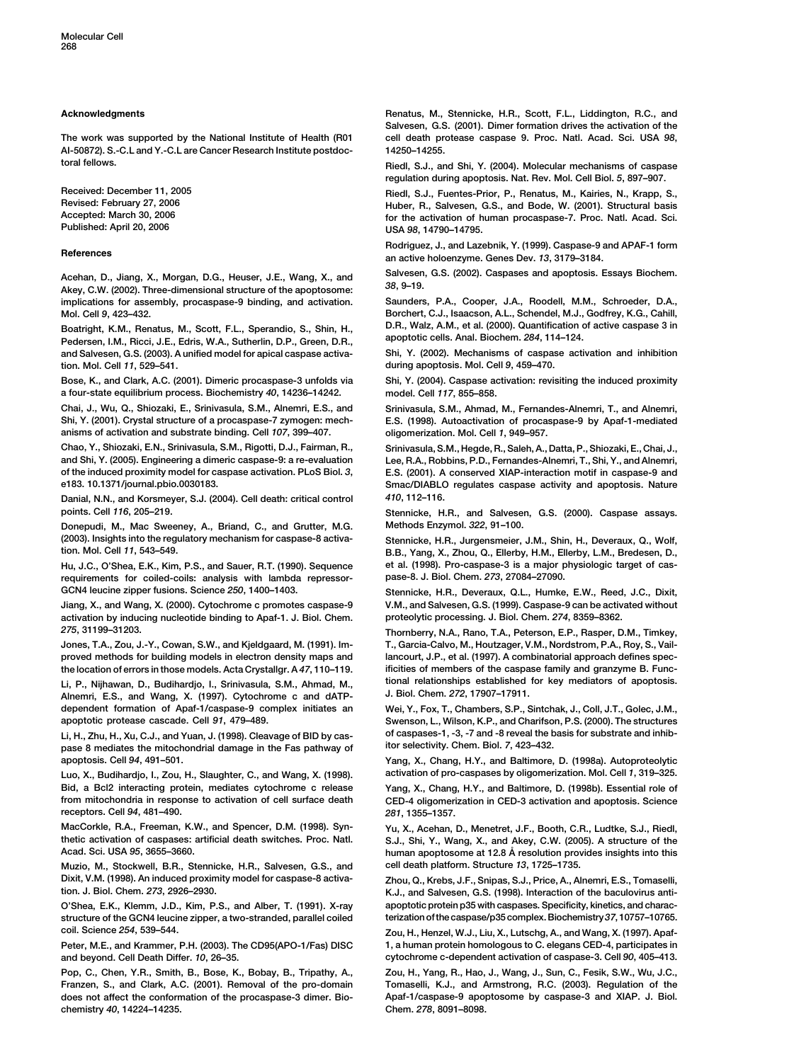## Acknowledgments

The work was supported by the National Institute of Health (R01 AI-50872). S.-C.L and Y.-C.L are Cancer Research Institute postdoctoral fellows.

Received: December 11, 2005
Revised: February 27, 2006
Accepted: March 30, 2006
Published: April 20, 2006

## References

Acehan, D., Jiang, X., Morgan, D.G., Heuser, J.E., Wang, X., and Akey, C.W. (2002). Three-dimensional structure of the apoptosome: implications for assembly, procaspase-9 binding, and activation. Mol. Cell *9*, 423–432.

Boatright, K.M., Renatus, M., Scott, F.L., Sperandio, S., Shin, H., Pedersen, I.M., Ricci, J.E., Edris, W.A., Sutherlin, D.P., Green, D.R., and Salvesen, G.S. (2003). A unified model for apical caspase activation. Mol. Cell *11*, 529–541.

Bose, K., and Clark, A.C. (2001). Dimeric procaspase-3 unfolds via a four-state equilibrium process. Biochemistry *40*, 14236–14242.

Chai, J., Wu, Q., Shiozaki, E., Srinivasula, S.M., Alnemri, E.S., and Shi, Y. (2001). Crystal structure of a procaspase-7 zymogen: mechanisms of activation and substrate binding. Cell *107*, 399–407.

Chao, Y., Shiozaki, E.N., Srinivasula, S.M., Rigotti, D.J., Fairman, R., and Shi, Y. (2005). Engineering a dimeric caspase-9: a re-evaluation of the induced proximity model for caspase activation. PLoS Biol. *3*, e183. 10.1371/journal.pbio.0030183.

Danial, N.N., and Korsmeyer, S.J. (2004). Cell death: critical control points. Cell *116*, 205–219.

Donepudi, M., Mac Sweeney, A., Briand, C., and Grutter, M.G. (2003). Insights into the regulatory mechanism for caspase-8 activation. Mol. Cell *11*, 543–549.

Hu, J.C., O'Shea, E.K., Kim, P.S., and Sauer, R.T. (1990). Sequence requirements for coiled-coils: analysis with lambda repressor-GCN4 leucine zipper fusions. Science *250*, 1400–1403.

Jiang, X., and Wang, X. (2000). Cytochrome c promotes caspase-9 activation by inducing nucleotide binding to Apaf-1. J. Biol. Chem. *275*, 31199–31203.

Jones, T.A., Zou, J.-Y., Cowan, S.W., and Kjeldgaard, M. (1991). Improved methods for building models in electron density maps and the location of errors in those models. Acta Crystallgr. A *47*, 110–119.

Li, P., Nijhawan, D., Budihardjo, I., Srinivasula, S.M., Ahmad, M., Alnemri, E.S., and Wang, X. (1997). Cytochrome c and dATP-dependent formation of Apaf-1/caspase-9 complex initiates an apoptotic protease cascade. Cell *91*, 479–489.

Li, H., Zhu, H., Xu, C.J., and Yuan, J. (1998). Cleavage of BID by caspase 8 mediates the mitochondrial damage in the Fas pathway of apoptosis. Cell *94*, 491–501.

Luo, X., Budihardjo, I., Zou, H., Slaughter, C., and Wang, X. (1998). Bid, a Bcl2 interacting protein, mediates cytochrome c release from mitochondria in response to activation of cell surface death receptors. Cell *94*, 481–490.

MacCorkle, R.A., Freeman, K.W., and Spencer, D.M. (1998). Synthetic activation of caspases: artificial death switches. Proc. Natl. Acad. Sci. USA *95*, 3655–3660.

Muzio, M., Stockwell, B.R., Stennicke, H.R., Salvesen, G.S., and Dixit, V.M. (1998). An induced proximity model for caspase-8 activation. J. Biol. Chem. *273*, 2926–2930.

O'Shea, E.K., Klemm, J.D., Kim, P.S., and Alber, T. (1991). X-ray structure of the GCN4 leucine zipper, a two-stranded, parallel coiled coil. Science *254*, 539–544.

Peter, M.E., and Krammer, P.H. (2003). The CD95(APO-1/Fas) DISC and beyond. Cell Death Differ. *10*, 26–35.

Pop, C., Chen, Y.R., Smith, B., Bose, K., Bobay, B., Tripathy, A., Franzen, S., and Clark, A.C. (2001). Removal of the pro-domain does not affect the conformation of the procaspase-3 dimer. Biochemistry *40*, 14224–14235.

Renatus, M., Stennicke, H.R., Scott, F.L., Liddington, R.C., and Salvesen, G.S. (2001). Dimer formation drives the activation of the cell death protease caspase 9. Proc. Natl. Acad. Sci. USA *98*, 14250–14255.

Riedl, S.J., and Shi, Y. (2004). Molecular mechanisms of caspase regulation during apoptosis. Nat. Rev. Mol. Cell Biol. *5*, 897–907.

Riedl, S.J., Fuentes-Prior, P., Renatus, M., Kairies, N., Krapp, S., Huber, R., Salvesen, G.S., and Bode, W. (2001). Structural basis for the activation of human procaspase-7. Proc. Natl. Acad. Sci. USA *98*, 14790–14795.

Rodriguez, J., and Lazebnik, Y. (1999). Caspase-9 and APAF-1 form an active holoenzyme. Genes Dev. *13*, 3179–3184.

Salvesen, G.S. (2002). Caspases and apoptosis. Essays Biochem. *38*, 9–19.

Saunders, P.A., Cooper, J.A., Roodell, M.M., Schroeder, D.A., Borchert, C.J., Isaacson, A.L., Schendel, M.J., Godfrey, K.G., Cahill, D.R., Walz, A.M., et al. (2000). Quantification of active caspase 3 in apoptotic cells. Anal. Biochem. *284*, 114–124.

Shi, Y. (2002). Mechanisms of caspase activation and inhibition during apoptosis. Mol. Cell *9*, 459–470.

Shi, Y. (2004). Caspase activation: revisiting the induced proximity model. Cell *117*, 855–858.

Srinivasula, S.M., Ahmad, M., Fernandes-Alnemri, T., and Alnemri, E.S. (1998). Autoactivation of procaspase-9 by Apaf-1-mediated oligomerization. Mol. Cell *1*, 949–957.

Srinivasula, S.M., Hegde, R., Saleh, A., Datta, P., Shiozaki, E., Chai, J., Lee, R.A., Robbins, P.D., Fernandes-Alnemri, T., Shi, Y., and Alnemri, E.S. (2001). A conserved XIAP-interaction motif in caspase-9 and Smac/DIABLO regulates caspase activity and apoptosis. Nature *410*, 112–116.

Stennicke, H.R., and Salvesen, G.S. (2000). Caspase assays. Methods Enzymol. *322*, 91–100.

Stennicke, H.R., Jurgensmeier, J.M., Shin, H., Deveraux, Q., Wolf, B.B., Yang, X., Zhou, Q., Ellerby, H.M., Ellerby, L.M., Bredesen, D., et al. (1998). Pro-caspase-3 is a major physiologic target of caspase-8. J. Biol. Chem. *273*, 27084–27090.

Stennicke, H.R., Deveraux, Q.L., Humke, E.W., Reed, J.C., Dixit, V.M., and Salvesen, G.S. (1999). Caspase-9 can be activated without proteolytic processing. J. Biol. Chem. *274*, 8359–8362.

Thornberry, N.A., Rano, T.A., Peterson, E.P., Rasper, D.M., Timkey, T., Garcia-Calvo, M., Houtzager, V.M., Nordstrom, P.A., Roy, S., Vaillancourt, J.P., et al. (1997). A combinatorial approach defines specificities of members of the caspase family and granzyme B. Functional relationships established for key mediators of apoptosis. J. Biol. Chem. *272*, 17907–17911.

Wei, Y., Fox, T., Chambers, S.P., Sintchak, J., Coll, J.T., Golec, J.M., Swenson, L., Wilson, K.P., and Charifson, P.S. (2000). The structures of caspases-1, -3, -7 and -8 reveal the basis for substrate and inhibitor selectivity. Chem. Biol. *7*, 423–432.

Yang, X., Chang, H.Y., and Baltimore, D. (1998a). Autoproteolytic activation of pro-caspases by oligomerization. Mol. Cell *1*, 319–325.

Yang, X., Chang, H.Y., and Baltimore, D. (1998b). Essential role of CED-4 oligomerization in CED-3 activation and apoptosis. Science *281*, 1355–1357.

Yu, X., Acehan, D., Menetret, J.F., Booth, C.R., Ludtke, S.J., Riedl, S.J., Shi, Y., Wang, X., and Akey, C.W. (2005). A structure of the human apoptosome at 12.8 Å resolution provides insights into this cell death platform. Structure *13*, 1725–1735.

Zhou, Q., Krebs, J.F., Snipas, S.J., Price, A., Alnemri, E.S., Tomaselli, K.J., and Salvesen, G.S. (1998). Interaction of the baculovirus anti-apoptotic protein p35 with caspases. Specificity, kinetics, and characterization of the caspase/p35 complex. Biochemistry *37*, 10757–10765.

Zou, H., Henzel, W.J., Liu, X., Lutschg, A., and Wang, X. (1997). Apaf-1, a human protein homologous to C. elegans CED-4, participates in cytochrome c-dependent activation of caspase-3. Cell *90*, 405–413.

Zou, H., Yang, R., Hao, J., Wang, J., Sun, C., Fesik, S.W., Wu, J.C., Tomaselli, K.J., and Armstrong, R.C. (2003). Regulation of the Apaf-1/caspase-9 apoptosome by caspase-3 and XIAP. J. Biol. Chem. *278*, 8091–8098.